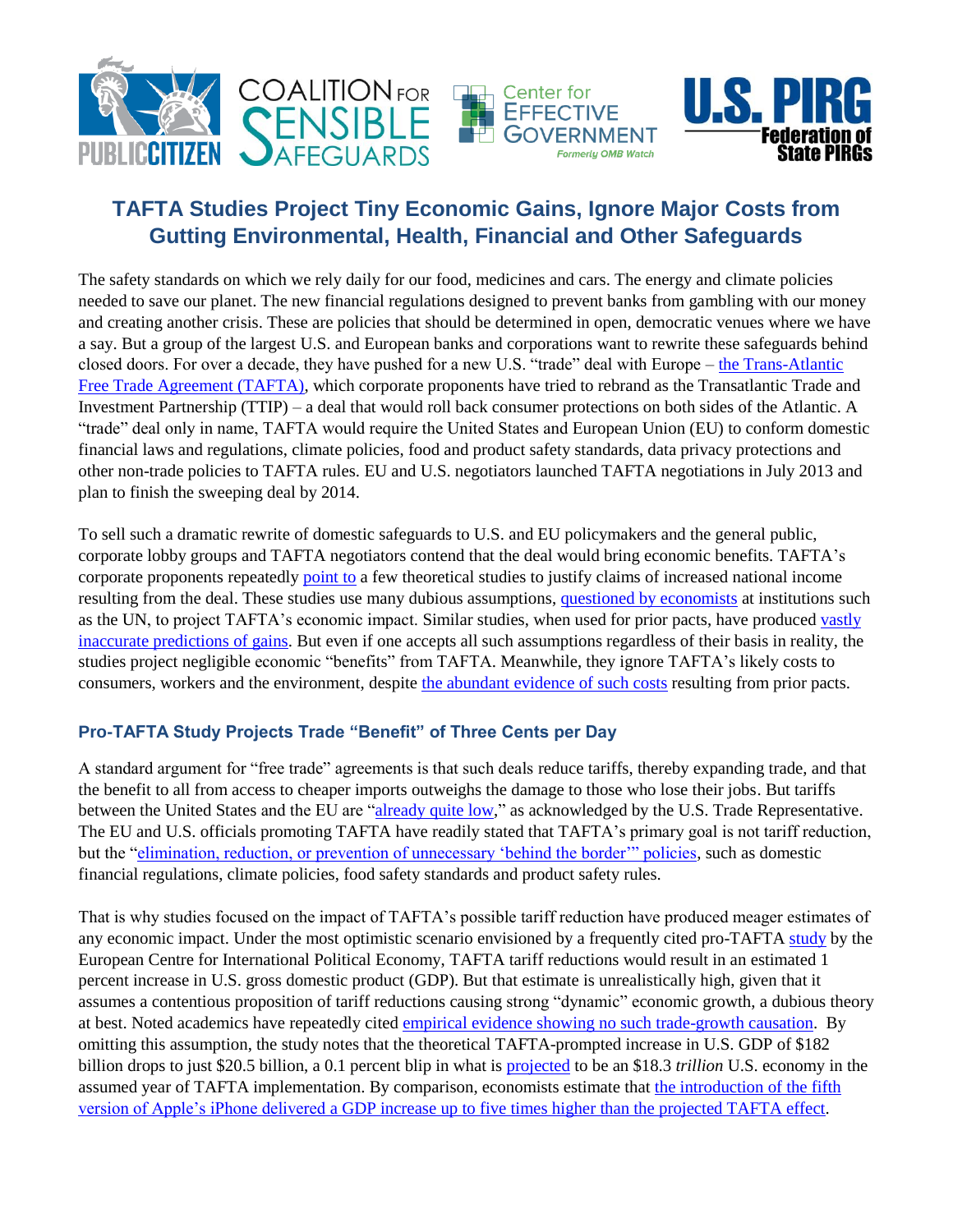# TAFTA Studies Project Tiny Economic Gains, Ignore Major Costs from Gutting Environmental, Health, Financial and Other Safeguards

The safety standards on which we rely daily for our food, medicines and cars. The energy and climate policies needed to save our planet. The new financial regulations designed to prevent banks from gambling with our money and creating another crisis. These are policies that should be determined in open, democratic venues where we have a say. But a group of the largest U.S. and European banks and corporations want to rewrite these safeguards behind closed doors. For over a decade, they have pushed for a new U.S. "trade" deal with Europe – the Trans-Atlantic Free Trade Agreement (TAFTA), which corporate proponents have tried to rebrand as the Transatlantic Trade and Investment Partnership (TTIP) – a deal that would roll back consumer protections on both sides of the Atlantic. A "trade" deal only in name, TAFTA would require the United States and European Union (EU) to conform domestic financial laws and regulations, climate policies, food and product safety standards, data privacy protections and other non-trade policies to TAFTA rules. EU and U.S. negotiators launched TAFTA negotiations in July 2013 and plan to finish the sweeping deal by 2014.

To sell such a dramatic rewrite of domestic safeguards to U.S. and EU policymakers and the general public, corporate lobby groups and TAFTA negotiators contend that the deal would bring economic benefits. TAFTA's corporate proponents repeatedly point to a few theoretical studies to justify claims of increased national income resulting from the deal. These studies use many dubious assumptions, questioned by economists at institutions such as the UN, to project TAFTA's economic impact. Similar studies, when used for prior pacts, have produced vastly inaccurate predictions of gains. But even if one accepts all such assumptions regardless of their basis in reality, the studies project negligible economic "benefits" from TAFTA. Meanwhile, they ignore TAFTA's likely costs to consumers, workers and the environment, despite the abundant evidence of such costs resulting from prior pacts.

## Pro-TAFTA Study Projects Trade "Benefit" of Three Cents per Day

A standard argument for "free trade" agreements is that such deals reduce tariffs, thereby expanding trade, and that the benefit to all from access to cheaper imports outweighs the damage to those who lose their jobs. But tariffs between the United States and the EU are "already quite low," as acknowledged by the U.S. Trade Representative. The EU and U.S. officials promoting TAFTA have readily stated that TAFTA's primary goal is not tariff reduction, but the "elimination, reduction, or prevention of unnecessary 'behind the border'" policies, such as domestic financial regulations, climate policies, food safety standards and product safety rules.

That is why studies focused on the impact of TAFTA's possible tariff reduction have produced meager estimates of any economic impact. Under the most optimistic scenario envisioned by a frequently cited pro-TAFTA study by the European Centre for International Political Economy, TAFTA tariff reductions would result in an estimated 1 percent increase in U.S. gross domestic product (GDP). But that estimate is unrealistically high, given that it assumes a contentious proposition of tariff reductions causing strong "dynamic" economic growth, a dubious theory at best. Noted academics have repeatedly cited empirical evidence showing no such trade-growth causation. By omitting this assumption, the study notes that the theoretical TAFTA-prompted increase in U.S. GDP of $182 billion drops to just $20.5 billion, a 0.1 percent blip in what is projected to be an $18.3 *trillion* U.S. economy in the assumed year of TAFTA implementation. By comparison, economists estimate that the introduction of the fifth version of Apple's iPhone delivered a GDP increase up to five times higher than the projected TAFTA effect.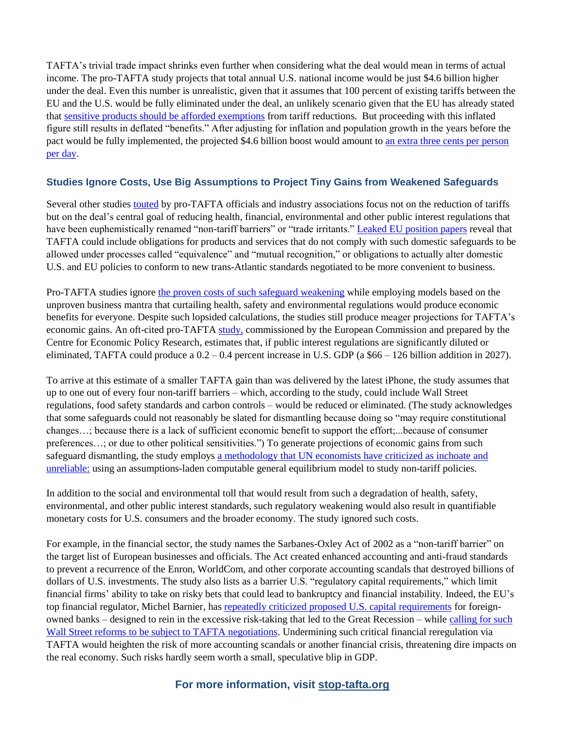TAFTA's trivial trade impact shrinks even further when considering what the deal would mean in terms of actual income. The pro-TAFTA study projects that total annual U.S. national income would be just $4.6 billion higher under the deal. Even this number is unrealistic, given that it assumes that 100 percent of existing tariffs between the EU and the U.S. would be fully eliminated under the deal, an unlikely scenario given that the EU has already stated that sensitive products should be afforded exemptions from tariff reductions. But proceeding with this inflated figure still results in deflated "benefits." After adjusting for inflation and population growth in the years before the pact would be fully implemented, the projected $4.6 billion boost would amount to an extra three cents per person per day.

## Studies Ignore Costs, Use Big Assumptions to Project Tiny Gains from Weakened Safeguards

Several other studies touted by pro-TAFTA officials and industry associations focus not on the reduction of tariffs but on the deal's central goal of reducing health, financial, environmental and other public interest regulations that have been euphemistically renamed "non-tariff barriers" or "trade irritants." Leaked EU position papers reveal that TAFTA could include obligations for products and services that do not comply with such domestic safeguards to be allowed under processes called "equivalence" and "mutual recognition," or obligations to actually alter domestic U.S. and EU policies to conform to new trans-Atlantic standards negotiated to be more convenient to business.

Pro-TAFTA studies ignore the proven costs of such safeguard weakening while employing models based on the unproven business mantra that curtailing health, safety and environmental regulations would produce economic benefits for everyone. Despite such lopsided calculations, the studies still produce meager projections for TAFTA's economic gains. An oft-cited pro-TAFTA study, commissioned by the European Commission and prepared by the Centre for Economic Policy Research, estimates that, if public interest regulations are significantly diluted or eliminated, TAFTA could produce a 0.2 – 0.4 percent increase in U.S. GDP (a $66 – 126 billion addition in 2027).

To arrive at this estimate of a smaller TAFTA gain than was delivered by the latest iPhone, the study assumes that up to one out of every four non-tariff barriers – which, according to the study, could include Wall Street regulations, food safety standards and carbon controls – would be reduced or eliminated. (The study acknowledges that some safeguards could not reasonably be slated for dismantling because doing so "may require constitutional changes…; because there is a lack of sufficient economic benefit to support the effort;...because of consumer preferences…; or due to other political sensitivities.") To generate projections of economic gains from such safeguard dismantling, the study employs a methodology that UN economists have criticized as inchoate and unreliable: using an assumptions-laden computable general equilibrium model to study non-tariff policies.

In addition to the social and environmental toll that would result from such a degradation of health, safety, environmental, and other public interest standards, such regulatory weakening would also result in quantifiable monetary costs for U.S. consumers and the broader economy. The study ignored such costs.

For example, in the financial sector, the study names the Sarbanes-Oxley Act of 2002 as a "non-tariff barrier" on the target list of European businesses and officials. The Act created enhanced accounting and anti-fraud standards to prevent a recurrence of the Enron, WorldCom, and other corporate accounting scandals that destroyed billions of dollars of U.S. investments. The study also lists as a barrier U.S. "regulatory capital requirements," which limit financial firms' ability to take on risky bets that could lead to bankruptcy and financial instability. Indeed, the EU's top financial regulator, Michel Barnier, has repeatedly criticized proposed U.S. capital requirements for foreign-owned banks – designed to rein in the excessive risk-taking that led to the Great Recession – while calling for such Wall Street reforms to be subject to TAFTA negotiations. Undermining such critical financial reregulation via TAFTA would heighten the risk of more accounting scandals or another financial crisis, threatening dire impacts on the real economy. Such risks hardly seem worth a small, speculative blip in GDP.

**For more information, visit stop-tafta.org**